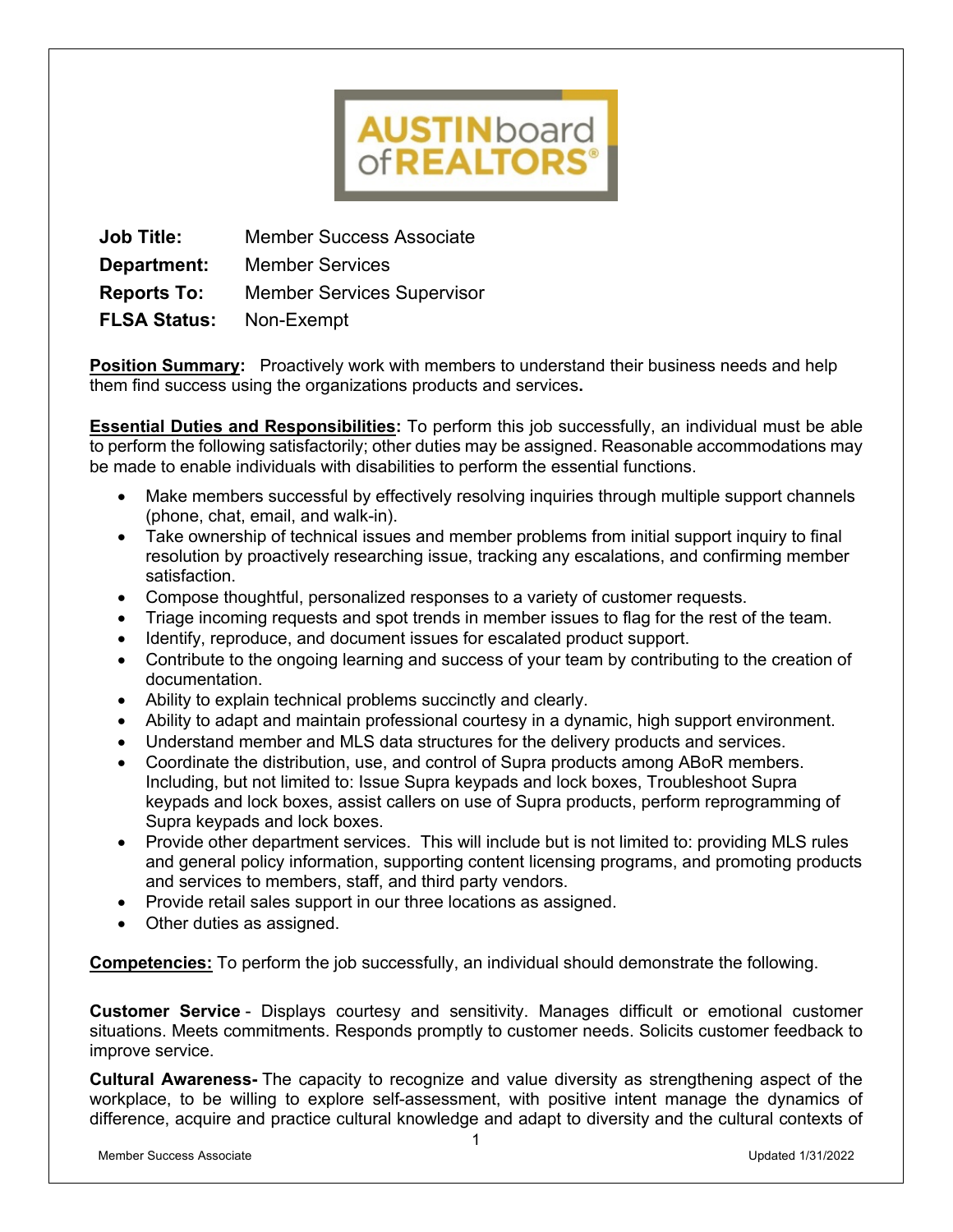AUSTIN board of REALTORS®

| | |
|---|---|
| **Job Title:** | Member Success Associate |
| **Department:** | Member Services |
| **Reports To:** | Member Services Supervisor |
| **FLSA Status:** | Non-Exempt |

**Position Summary:** Proactively work with members to understand their business needs and help them find success using the organizations products and services**.**

**Essential Duties and Responsibilities:** To perform this job successfully, an individual must be able to perform the following satisfactorily; other duties may be assigned. Reasonable accommodations may be made to enable individuals with disabilities to perform the essential functions.

- Make members successful by effectively resolving inquiries through multiple support channels (phone, chat, email, and walk-in).
- Take ownership of technical issues and member problems from initial support inquiry to final resolution by proactively researching issue, tracking any escalations, and confirming member satisfaction.
- Compose thoughtful, personalized responses to a variety of customer requests.
- Triage incoming requests and spot trends in member issues to flag for the rest of the team.
- Identify, reproduce, and document issues for escalated product support.
- Contribute to the ongoing learning and success of your team by contributing to the creation of documentation.
- Ability to explain technical problems succinctly and clearly.
- Ability to adapt and maintain professional courtesy in a dynamic, high support environment.
- Understand member and MLS data structures for the delivery products and services.
- Coordinate the distribution, use, and control of Supra products among ABoR members. Including, but not limited to: Issue Supra keypads and lock boxes, Troubleshoot Supra keypads and lock boxes, assist callers on use of Supra products, perform reprogramming of Supra keypads and lock boxes.
- Provide other department services. This will include but is not limited to: providing MLS rules and general policy information, supporting content licensing programs, and promoting products and services to members, staff, and third party vendors.
- Provide retail sales support in our three locations as assigned.
- Other duties as assigned.

**Competencies:** To perform the job successfully, an individual should demonstrate the following.

**Customer Service** - Displays courtesy and sensitivity. Manages difficult or emotional customer situations. Meets commitments. Responds promptly to customer needs. Solicits customer feedback to improve service.

**Cultural Awareness-** The capacity to recognize and value diversity as strengthening aspect of the workplace, to be willing to explore self-assessment, with positive intent manage the dynamics of difference, acquire and practice cultural knowledge and adapt to diversity and the cultural contexts of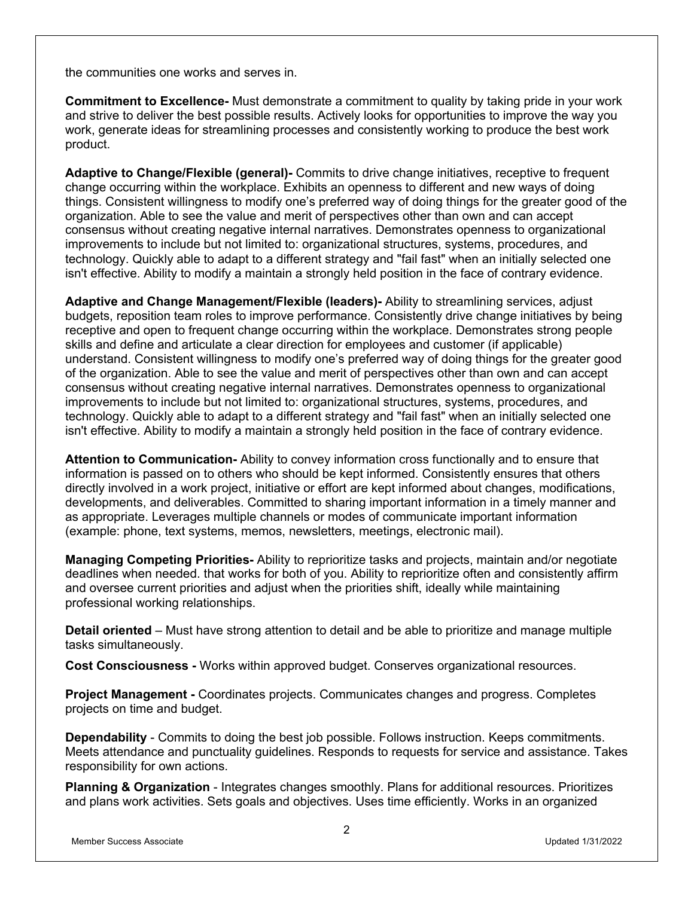the communities one works and serves in.

**Commitment to Excellence-** Must demonstrate a commitment to quality by taking pride in your work and strive to deliver the best possible results. Actively looks for opportunities to improve the way you work, generate ideas for streamlining processes and consistently working to produce the best work product.

**Adaptive to Change/Flexible (general)-** Commits to drive change initiatives, receptive to frequent change occurring within the workplace. Exhibits an openness to different and new ways of doing things. Consistent willingness to modify one's preferred way of doing things for the greater good of the organization. Able to see the value and merit of perspectives other than own and can accept consensus without creating negative internal narratives. Demonstrates openness to organizational improvements to include but not limited to: organizational structures, systems, procedures, and technology. Quickly able to adapt to a different strategy and "fail fast" when an initially selected one isn't effective. Ability to modify a maintain a strongly held position in the face of contrary evidence.

**Adaptive and Change Management/Flexible (leaders)-** Ability to streamlining services, adjust budgets, reposition team roles to improve performance. Consistently drive change initiatives by being receptive and open to frequent change occurring within the workplace. Demonstrates strong people skills and define and articulate a clear direction for employees and customer (if applicable) understand. Consistent willingness to modify one's preferred way of doing things for the greater good of the organization. Able to see the value and merit of perspectives other than own and can accept consensus without creating negative internal narratives. Demonstrates openness to organizational improvements to include but not limited to: organizational structures, systems, procedures, and technology. Quickly able to adapt to a different strategy and "fail fast" when an initially selected one isn't effective. Ability to modify a maintain a strongly held position in the face of contrary evidence.

**Attention to Communication-** Ability to convey information cross functionally and to ensure that information is passed on to others who should be kept informed. Consistently ensures that others directly involved in a work project, initiative or effort are kept informed about changes, modifications, developments, and deliverables. Committed to sharing important information in a timely manner and as appropriate. Leverages multiple channels or modes of communicate important information (example: phone, text systems, memos, newsletters, meetings, electronic mail).

**Managing Competing Priorities-** Ability to reprioritize tasks and projects, maintain and/or negotiate deadlines when needed. that works for both of you. Ability to reprioritize often and consistently affirm and oversee current priorities and adjust when the priorities shift, ideally while maintaining professional working relationships.

**Detail oriented** – Must have strong attention to detail and be able to prioritize and manage multiple tasks simultaneously.

**Cost Consciousness -** Works within approved budget. Conserves organizational resources.

**Project Management -** Coordinates projects. Communicates changes and progress. Completes projects on time and budget.

**Dependability** - Commits to doing the best job possible. Follows instruction. Keeps commitments. Meets attendance and punctuality guidelines. Responds to requests for service and assistance. Takes responsibility for own actions.

**Planning & Organization** - Integrates changes smoothly. Plans for additional resources. Prioritizes and plans work activities. Sets goals and objectives. Uses time efficiently. Works in an organized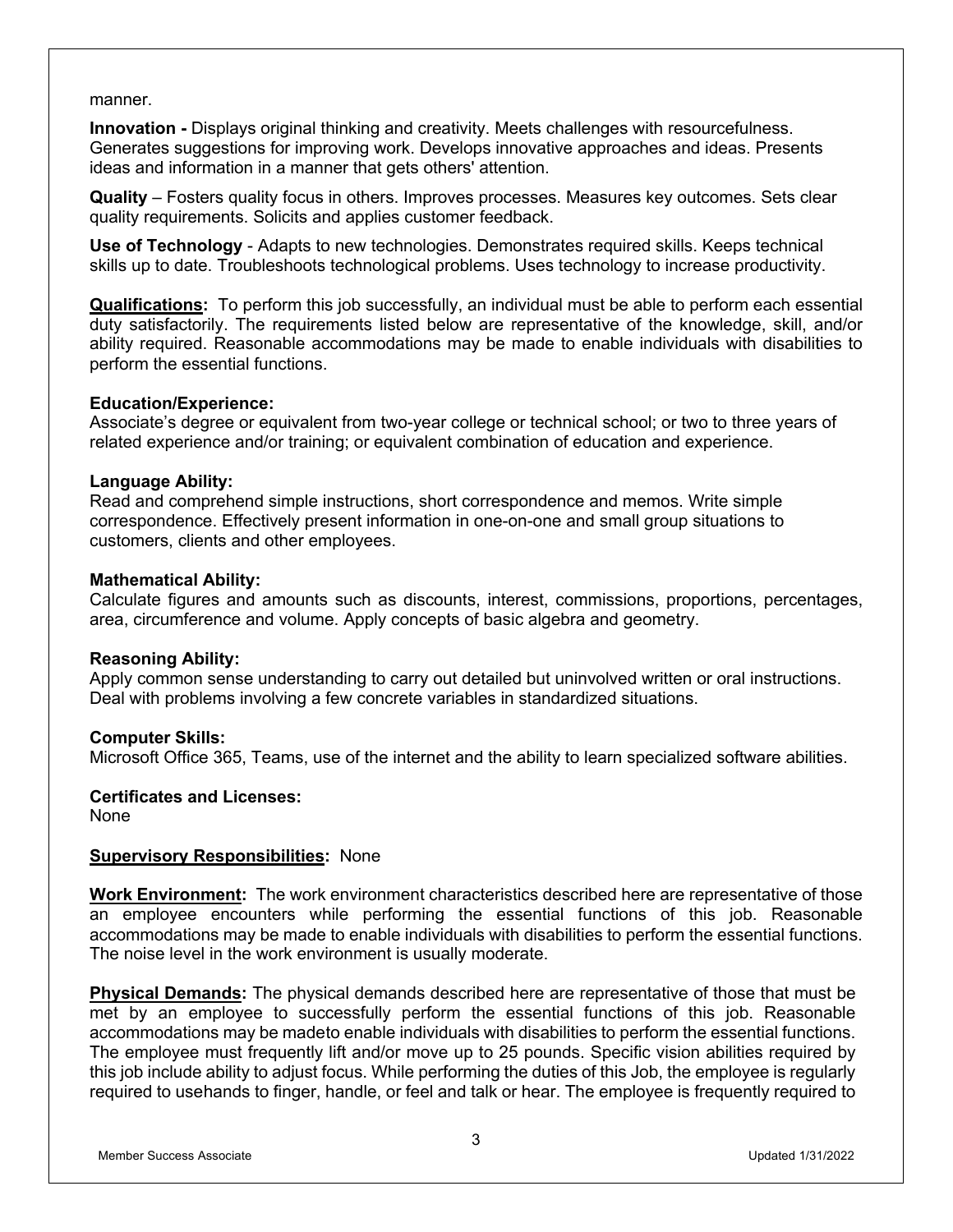manner.

**Innovation -** Displays original thinking and creativity. Meets challenges with resourcefulness. Generates suggestions for improving work. Develops innovative approaches and ideas. Presents ideas and information in a manner that gets others' attention.

**Quality** – Fosters quality focus in others. Improves processes. Measures key outcomes. Sets clear quality requirements. Solicits and applies customer feedback.

**Use of Technology** - Adapts to new technologies. Demonstrates required skills. Keeps technical skills up to date. Troubleshoots technological problems. Uses technology to increase productivity.

**Qualifications:** To perform this job successfully, an individual must be able to perform each essential duty satisfactorily. The requirements listed below are representative of the knowledge, skill, and/or ability required. Reasonable accommodations may be made to enable individuals with disabilities to perform the essential functions.

**Education/Experience:**
Associate's degree or equivalent from two-year college or technical school; or two to three years of related experience and/or training; or equivalent combination of education and experience.

**Language Ability:**
Read and comprehend simple instructions, short correspondence and memos. Write simple correspondence. Effectively present information in one-on-one and small group situations to customers, clients and other employees.

**Mathematical Ability:**
Calculate figures and amounts such as discounts, interest, commissions, proportions, percentages, area, circumference and volume. Apply concepts of basic algebra and geometry.

**Reasoning Ability:**
Apply common sense understanding to carry out detailed but uninvolved written or oral instructions. Deal with problems involving a few concrete variables in standardized situations.

**Computer Skills:**
Microsoft Office 365, Teams, use of the internet and the ability to learn specialized software abilities.

**Certificates and Licenses:**
None

**Supervisory Responsibilities:** None

**Work Environment:** The work environment characteristics described here are representative of those an employee encounters while performing the essential functions of this job. Reasonable accommodations may be made to enable individuals with disabilities to perform the essential functions. The noise level in the work environment is usually moderate.

**Physical Demands:** The physical demands described here are representative of those that must be met by an employee to successfully perform the essential functions of this job. Reasonable accommodations may be madeto enable individuals with disabilities to perform the essential functions. The employee must frequently lift and/or move up to 25 pounds. Specific vision abilities required by this job include ability to adjust focus. While performing the duties of this Job, the employee is regularly required to usehands to finger, handle, or feel and talk or hear. The employee is frequently required to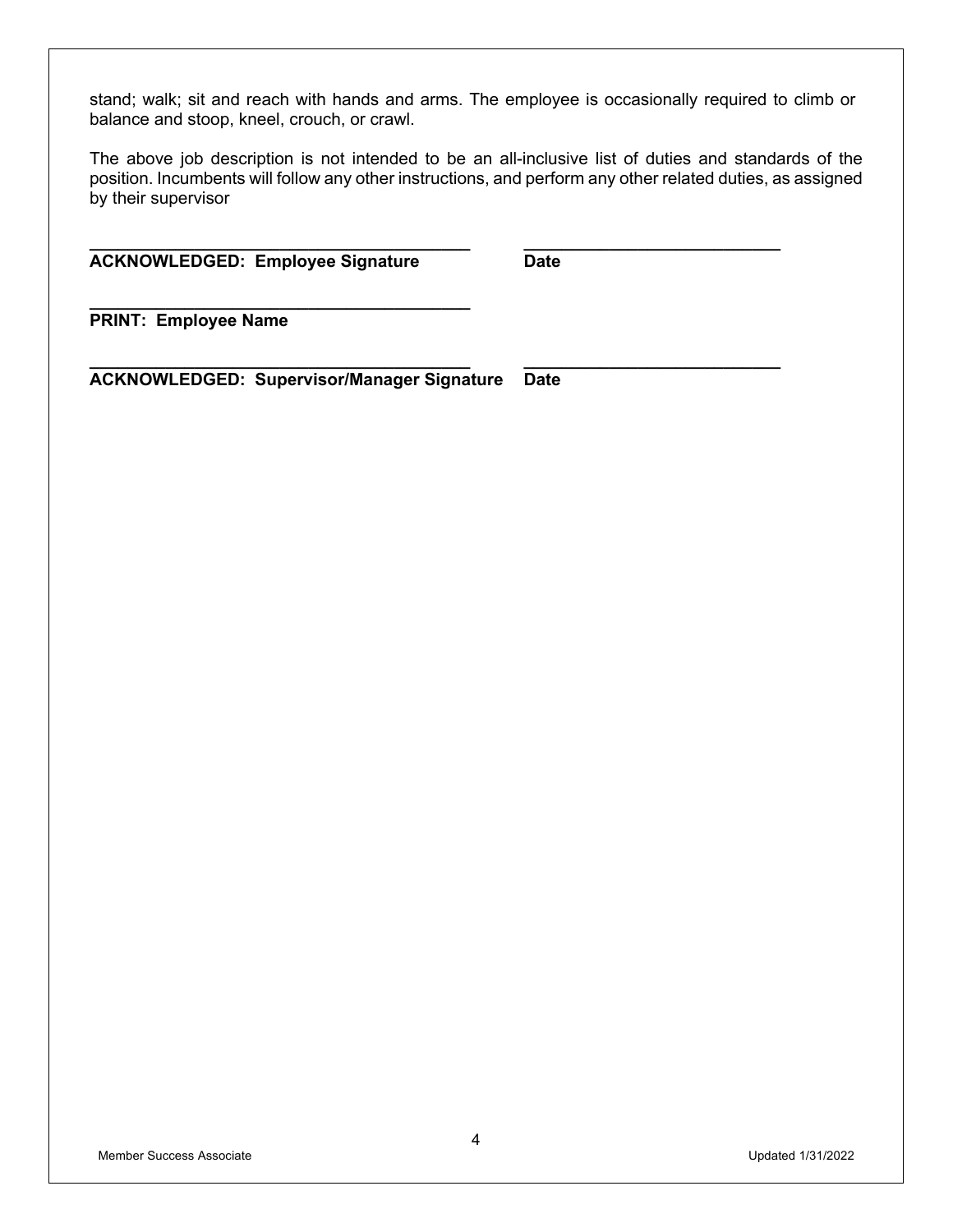stand; walk; sit and reach with hands and arms. The employee is occasionally required to climb or balance and stoop, kneel, crouch, or crawl.

The above job description is not intended to be an all-inclusive list of duties and standards of the position. Incumbents will follow any other instructions, and perform any other related duties, as assigned by their supervisor

\_\_\_\_\_\_\_\_\_\_\_\_\_\_\_\_\_\_\_\_\_\_\_\_\_\_\_\_\_\_\_\_\_\_\_\_\_\_\_\_ \_\_\_\_\_\_\_\_\_\_\_\_\_\_\_\_\_\_\_\_\_\_\_\_\_\_\_

**ACKNOWLEDGED: Employee Signature** **Date**

\_\_\_\_\_\_\_\_\_\_\_\_\_\_\_\_\_\_\_\_\_\_\_\_\_\_\_\_\_\_\_\_\_\_\_\_\_\_\_\_

**PRINT: Employee Name**

\_\_\_\_\_\_\_\_\_\_\_\_\_\_\_\_\_\_\_\_\_\_\_\_\_\_\_\_\_\_\_\_\_\_\_\_\_\_\_\_ \_\_\_\_\_\_\_\_\_\_\_\_\_\_\_\_\_\_\_\_\_\_\_\_\_\_\_

**ACKNOWLEDGED: Supervisor/Manager Signature** **Date**